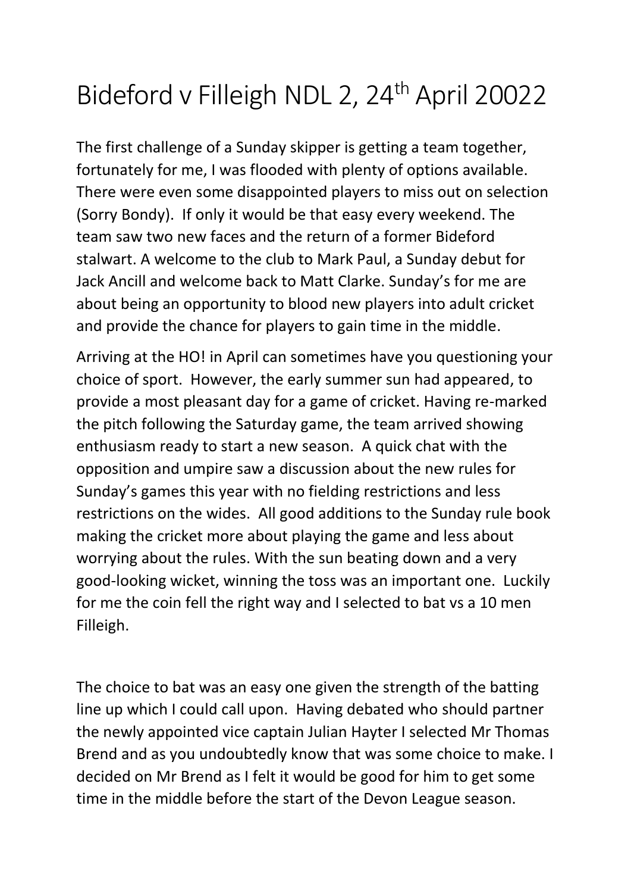# Bideford v Filleigh NDL 2, 24th April 20022

The first challenge of a Sunday skipper is getting a team together, fortunately for me, I was flooded with plenty of options available. There were even some disappointed players to miss out on selection (Sorry Bondy). If only it would be that easy every weekend. The team saw two new faces and the return of a former Bideford stalwart. A welcome to the club to Mark Paul, a Sunday debut for Jack Ancill and welcome back to Matt Clarke. Sunday's for me are about being an opportunity to blood new players into adult cricket and provide the chance for players to gain time in the middle.

Arriving at the HO! in April can sometimes have you questioning your choice of sport. However, the early summer sun had appeared, to provide a most pleasant day for a game of cricket. Having re-marked the pitch following the Saturday game, the team arrived showing enthusiasm ready to start a new season. A quick chat with the opposition and umpire saw a discussion about the new rules for Sunday's games this year with no fielding restrictions and less restrictions on the wides. All good additions to the Sunday rule book making the cricket more about playing the game and less about worrying about the rules. With the sun beating down and a very good-looking wicket, winning the toss was an important one. Luckily for me the coin fell the right way and I selected to bat vs a 10 men Filleigh.

The choice to bat was an easy one given the strength of the batting line up which I could call upon. Having debated who should partner the newly appointed vice captain Julian Hayter I selected Mr Thomas Brend and as you undoubtedly know that was some choice to make. I decided on Mr Brend as I felt it would be good for him to get some time in the middle before the start of the Devon League season.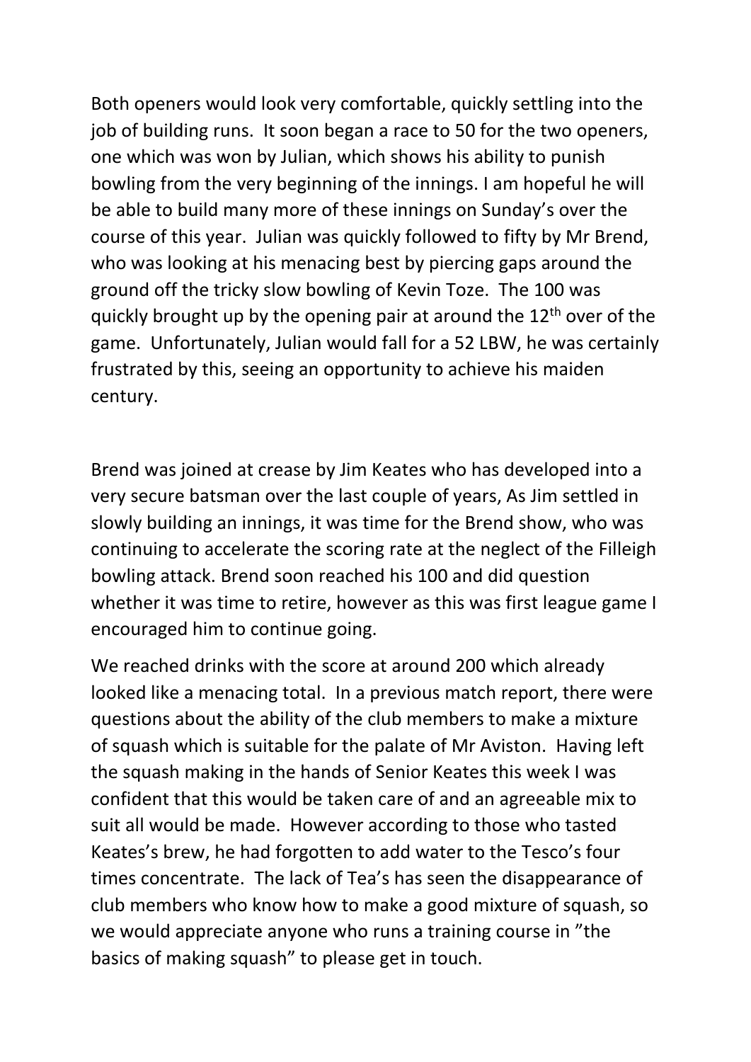Both openers would look very comfortable, quickly settling into the job of building runs. It soon began a race to 50 for the two openers, one which was won by Julian, which shows his ability to punish bowling from the very beginning of the innings. I am hopeful he will be able to build many more of these innings on Sunday's over the course of this year. Julian was quickly followed to fifty by Mr Brend, who was looking at his menacing best by piercing gaps around the ground off the tricky slow bowling of Kevin Toze. The 100 was quickly brought up by the opening pair at around the 12th over of the game. Unfortunately, Julian would fall for a 52 LBW, he was certainly frustrated by this, seeing an opportunity to achieve his maiden century.

Brend was joined at crease by Jim Keates who has developed into a very secure batsman over the last couple of years, As Jim settled in slowly building an innings, it was time for the Brend show, who was continuing to accelerate the scoring rate at the neglect of the Filleigh bowling attack. Brend soon reached his 100 and did question whether it was time to retire, however as this was first league game I encouraged him to continue going.

We reached drinks with the score at around 200 which already looked like a menacing total. In a previous match report, there were questions about the ability of the club members to make a mixture of squash which is suitable for the palate of Mr Aviston. Having left the squash making in the hands of Senior Keates this week I was confident that this would be taken care of and an agreeable mix to suit all would be made. However according to those who tasted Keates's brew, he had forgotten to add water to the Tesco's four times concentrate. The lack of Tea's has seen the disappearance of club members who know how to make a good mixture of squash, so we would appreciate anyone who runs a training course in "the basics of making squash" to please get in touch.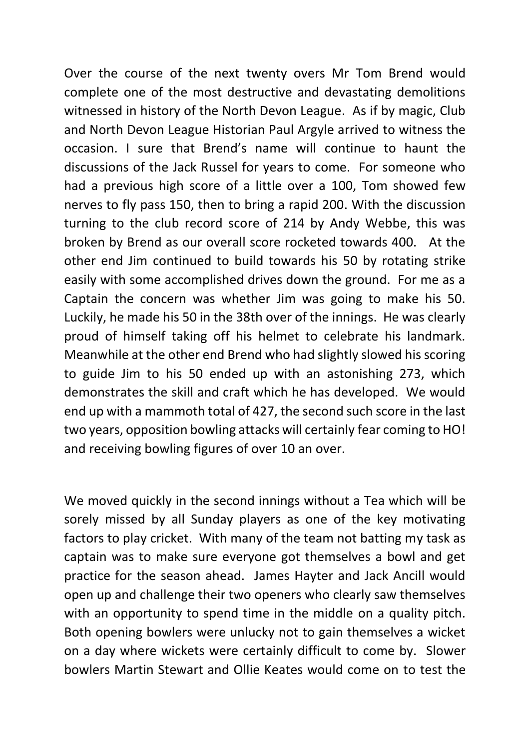Over the course of the next twenty overs Mr Tom Brend would complete one of the most destructive and devastating demolitions witnessed in history of the North Devon League. As if by magic, Club and North Devon League Historian Paul Argyle arrived to witness the occasion. I sure that Brend's name will continue to haunt the discussions of the Jack Russel for years to come. For someone who had a previous high score of a little over a 100, Tom showed few nerves to fly pass 150, then to bring a rapid 200. With the discussion turning to the club record score of 214 by Andy Webbe, this was broken by Brend as our overall score rocketed towards 400. At the other end Jim continued to build towards his 50 by rotating strike easily with some accomplished drives down the ground. For me as a Captain the concern was whether Jim was going to make his 50. Luckily, he made his 50 in the 38th over of the innings. He was clearly proud of himself taking off his helmet to celebrate his landmark. Meanwhile at the other end Brend who had slightly slowed his scoring to guide Jim to his 50 ended up with an astonishing 273, which demonstrates the skill and craft which he has developed. We would end up with a mammoth total of 427, the second such score in the last two years, opposition bowling attacks will certainly fear coming to HO! and receiving bowling figures of over 10 an over.

We moved quickly in the second innings without a Tea which will be sorely missed by all Sunday players as one of the key motivating factors to play cricket. With many of the team not batting my task as captain was to make sure everyone got themselves a bowl and get practice for the season ahead. James Hayter and Jack Ancill would open up and challenge their two openers who clearly saw themselves with an opportunity to spend time in the middle on a quality pitch. Both opening bowlers were unlucky not to gain themselves a wicket on a day where wickets were certainly difficult to come by. Slower bowlers Martin Stewart and Ollie Keates would come on to test the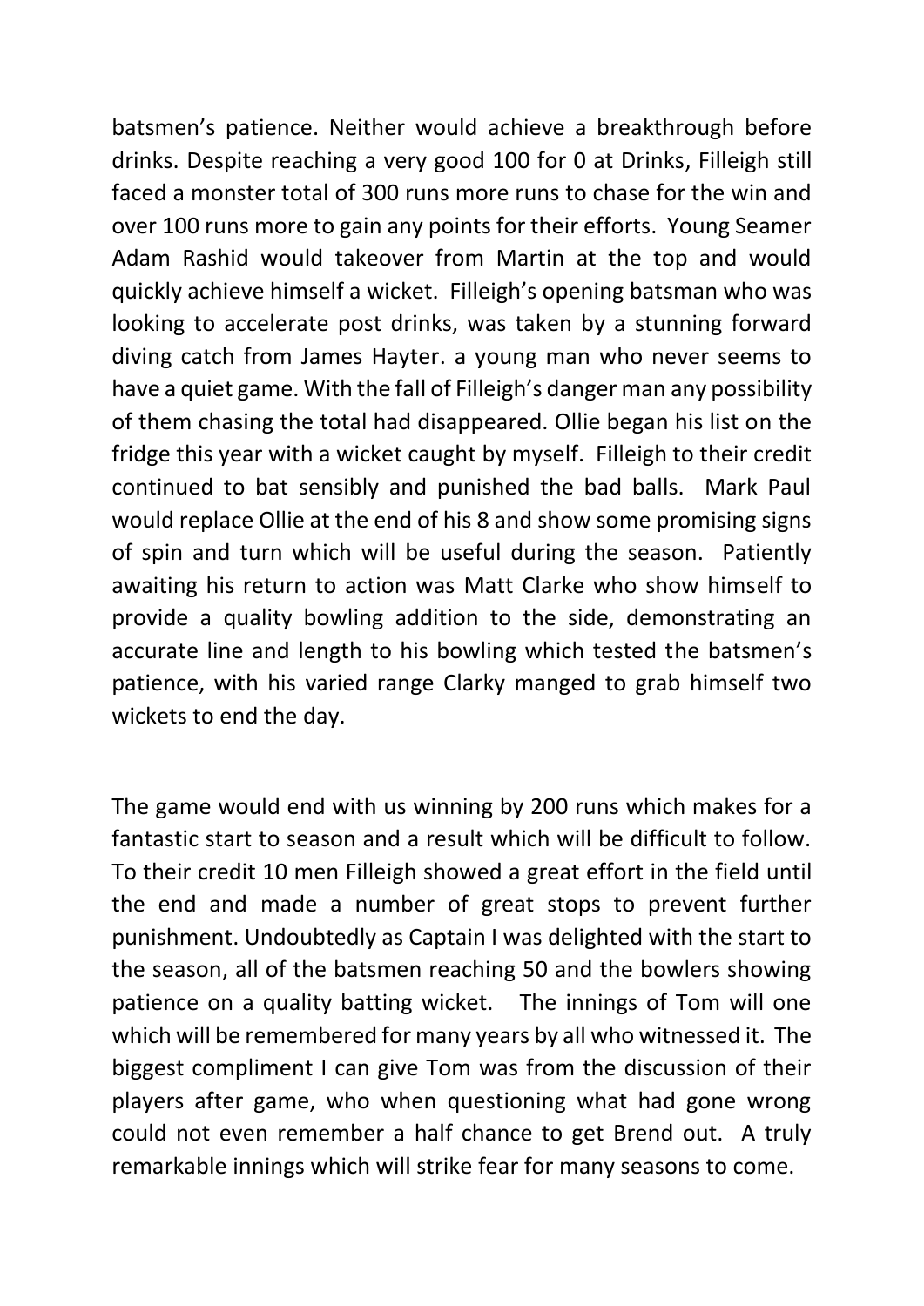batsmen's patience. Neither would achieve a breakthrough before drinks. Despite reaching a very good 100 for 0 at Drinks, Filleigh still faced a monster total of 300 runs more runs to chase for the win and over 100 runs more to gain any points for their efforts. Young Seamer Adam Rashid would takeover from Martin at the top and would quickly achieve himself a wicket. Filleigh's opening batsman who was looking to accelerate post drinks, was taken by a stunning forward diving catch from James Hayter. a young man who never seems to have a quiet game. With the fall of Filleigh's danger man any possibility of them chasing the total had disappeared. Ollie began his list on the fridge this year with a wicket caught by myself. Filleigh to their credit continued to bat sensibly and punished the bad balls. Mark Paul would replace Ollie at the end of his 8 and show some promising signs of spin and turn which will be useful during the season. Patiently awaiting his return to action was Matt Clarke who show himself to provide a quality bowling addition to the side, demonstrating an accurate line and length to his bowling which tested the batsmen's patience, with his varied range Clarky manged to grab himself two wickets to end the day.

The game would end with us winning by 200 runs which makes for a fantastic start to season and a result which will be difficult to follow. To their credit 10 men Filleigh showed a great effort in the field until the end and made a number of great stops to prevent further punishment. Undoubtedly as Captain I was delighted with the start to the season, all of the batsmen reaching 50 and the bowlers showing patience on a quality batting wicket. The innings of Tom will one which will be remembered for many years by all who witnessed it. The biggest compliment I can give Tom was from the discussion of their players after game, who when questioning what had gone wrong could not even remember a half chance to get Brend out. A truly remarkable innings which will strike fear for many seasons to come.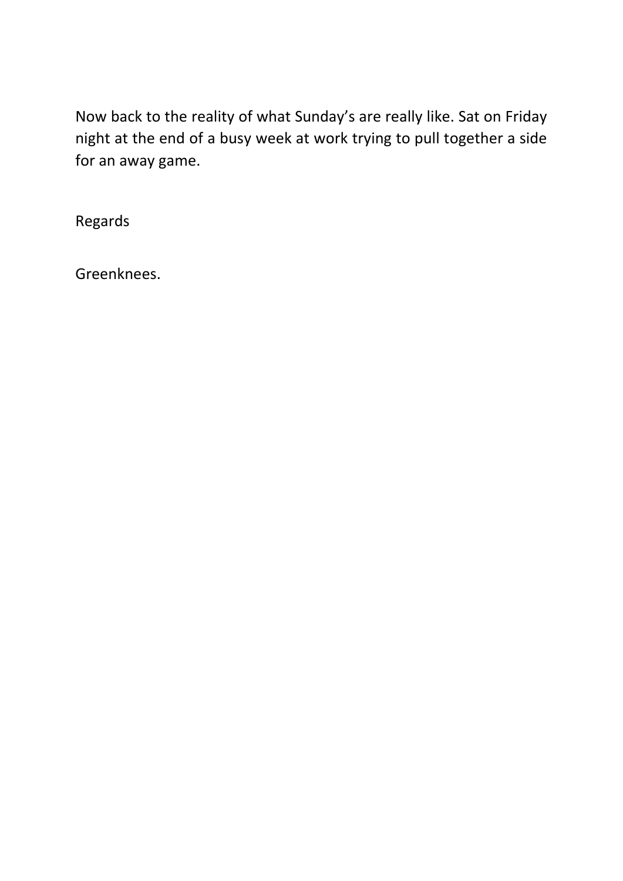Now back to the reality of what Sunday’s are really like. Sat on Friday night at the end of a busy week at work trying to pull together a side for an away game.

Regards

Greenknees.